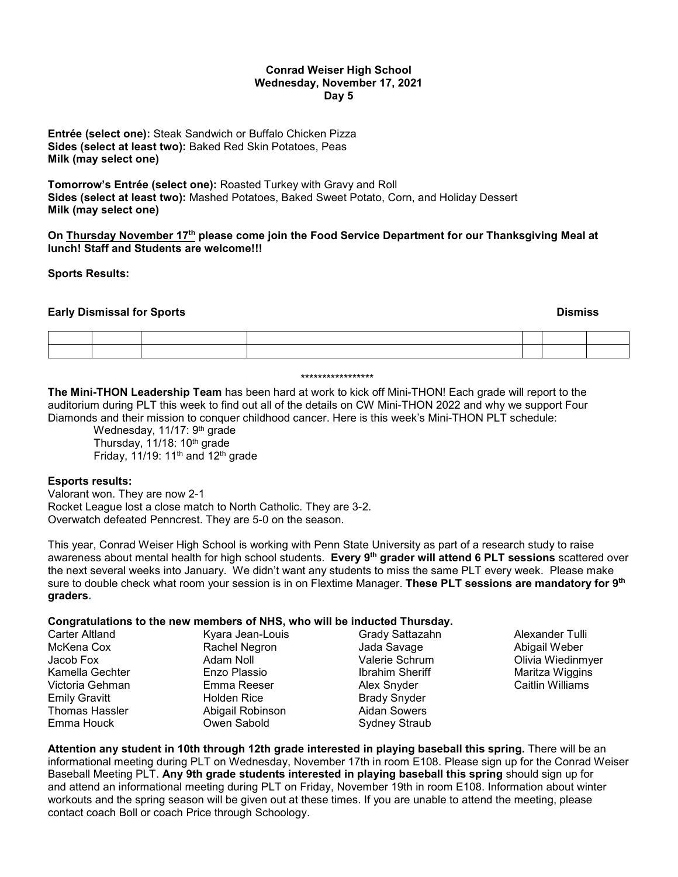**Conrad Weiser High School**
**Wednesday, November 17, 2021**
**Day 5**

**Entrée (select one):** Steak Sandwich or Buffalo Chicken Pizza
**Sides (select at least two):** Baked Red Skin Potatoes, Peas
**Milk (may select one)**

**Tomorrow's Entrée (select one):** Roasted Turkey with Gravy and Roll
**Sides (select at least two):** Mashed Potatoes, Baked Sweet Potato, Corn, and Holiday Dessert
**Milk (may select one)**

**On Thursday November 17th please come join the Food Service Department for our Thanksgiving Meal at lunch! Staff and Students are welcome!!!**

**Sports Results:**

**Early Dismissal for Sports** **Dismiss**

| | | | | | | |
|---|---|---|---|---|---|---|
| | | | | | | |
| | | | | | | |

*****************

**The Mini-THON Leadership Team** has been hard at work to kick off Mini-THON! Each grade will report to the auditorium during PLT this week to find out all of the details on CW Mini-THON 2022 and why we support Four Diamonds and their mission to conquer childhood cancer. Here is this week's Mini-THON PLT schedule:

Wednesday, 11/17: 9th grade
Thursday, 11/18: 10th grade
Friday, 11/19: 11th and 12th grade

**Esports results:**
Valorant won. They are now 2-1
Rocket League lost a close match to North Catholic. They are 3-2.
Overwatch defeated Penncrest. They are 5-0 on the season.

This year, Conrad Weiser High School is working with Penn State University as part of a research study to raise awareness about mental health for high school students. **Every 9th grader will attend 6 PLT sessions** scattered over the next several weeks into January. We didn't want any students to miss the same PLT every week. Please make sure to double check what room your session is in on Flextime Manager. **These PLT sessions are mandatory for 9th graders.**

**Congratulations to the new members of NHS, who will be inducted Thursday.**

Carter Altland
McKena Cox
Jacob Fox
Kamella Gechter
Victoria Gehman
Emily Gravitt
Thomas Hassler
Emma Houck
Kyara Jean-Louis
Rachel Negron
Adam Noll
Enzo Plassio
Emma Reeser
Holden Rice
Abigail Robinson
Owen Sabold
Grady Sattazahn
Jada Savage
Valerie Schrum
Ibrahim Sheriff
Alex Snyder
Brady Snyder
Aidan Sowers
Sydney Straub
Alexander Tulli
Abigail Weber
Olivia Wiedinmyer
Maritza Wiggins
Caitlin Williams

**Attention any student in 10th through 12th grade interested in playing baseball this spring.** There will be an informational meeting during PLT on Wednesday, November 17th in room E108. Please sign up for the Conrad Weiser Baseball Meeting PLT. **Any 9th grade students interested in playing baseball this spring** should sign up for and attend an informational meeting during PLT on Friday, November 19th in room E108. Information about winter workouts and the spring season will be given out at these times. If you are unable to attend the meeting, please contact coach Boll or coach Price through Schoology.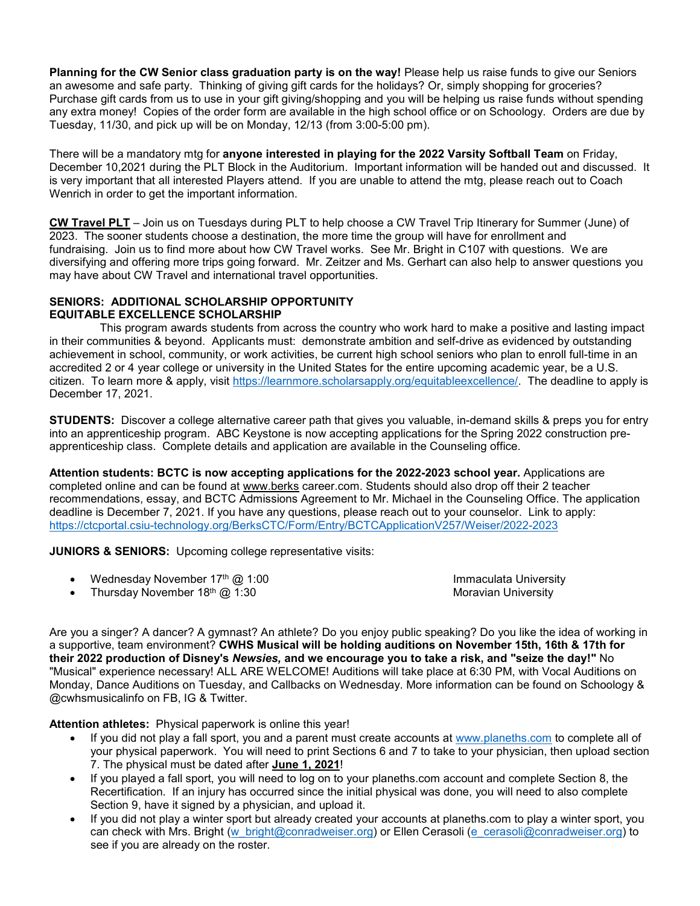**Planning for the CW Senior class graduation party is on the way!** Please help us raise funds to give our Seniors an awesome and safe party. Thinking of giving gift cards for the holidays? Or, simply shopping for groceries? Purchase gift cards from us to use in your gift giving/shopping and you will be helping us raise funds without spending any extra money! Copies of the order form are available in the high school office or on Schoology. Orders are due by Tuesday, 11/30, and pick up will be on Monday, 12/13 (from 3:00-5:00 pm).

There will be a mandatory mtg for **anyone interested in playing for the 2022 Varsity Softball Team** on Friday, December 10,2021 during the PLT Block in the Auditorium. Important information will be handed out and discussed. It is very important that all interested Players attend. If you are unable to attend the mtg, please reach out to Coach Wenrich in order to get the important information.

**CW Travel PLT** – Join us on Tuesdays during PLT to help choose a CW Travel Trip Itinerary for Summer (June) of 2023. The sooner students choose a destination, the more time the group will have for enrollment and fundraising. Join us to find more about how CW Travel works. See Mr. Bright in C107 with questions. We are diversifying and offering more trips going forward. Mr. Zeitzer and Ms. Gerhart can also help to answer questions you may have about CW Travel and international travel opportunities.

**SENIORS: ADDITIONAL SCHOLARSHIP OPPORTUNITY**
**EQUITABLE EXCELLENCE SCHOLARSHIP**

This program awards students from across the country who work hard to make a positive and lasting impact in their communities & beyond. Applicants must: demonstrate ambition and self-drive as evidenced by outstanding achievement in school, community, or work activities, be current high school seniors who plan to enroll full-time in an accredited 2 or 4 year college or university in the United States for the entire upcoming academic year, be a U.S. citizen. To learn more & apply, visit https://learnmore.scholarsapply.org/equitableexcellence/. The deadline to apply is December 17, 2021.

**STUDENTS:** Discover a college alternative career path that gives you valuable, in-demand skills & preps you for entry into an apprenticeship program. ABC Keystone is now accepting applications for the Spring 2022 construction pre-apprenticeship class. Complete details and application are available in the Counseling office.

**Attention students: BCTC is now accepting applications for the 2022-2023 school year.** Applications are completed online and can be found at www.berks career.com. Students should also drop off their 2 teacher recommendations, essay, and BCTC Admissions Agreement to Mr. Michael in the Counseling Office. The application deadline is December 7, 2021. If you have any questions, please reach out to your counselor. Link to apply: https://ctcportal.csiu-technology.org/BerksCTC/Form/Entry/BCTCApplicationV257/Weiser/2022-2023

**JUNIORS & SENIORS:** Upcoming college representative visits:

- Wednesday November 17th @ 1:00 — Immaculata University
- Thursday November 18th @ 1:30 — Moravian University

Are you a singer? A dancer? A gymnast? An athlete? Do you enjoy public speaking? Do you like the idea of working in a supportive, team environment? **CWHS Musical will be holding auditions on November 15th, 16th & 17th for their 2022 production of Disney's *Newsies,* and we encourage you to take a risk, and "seize the day!"** No "Musical" experience necessary! ALL ARE WELCOME! Auditions will take place at 6:30 PM, with Vocal Auditions on Monday, Dance Auditions on Tuesday, and Callbacks on Wednesday. More information can be found on Schoology & @cwhsmusicalinfo on FB, IG & Twitter.

**Attention athletes:** Physical paperwork is online this year!

- If you did not play a fall sport, you and a parent must create accounts at www.planeths.com to complete all of your physical paperwork. You will need to print Sections 6 and 7 to take to your physician, then upload section 7. The physical must be dated after **June 1, 2021**!
- If you played a fall sport, you will need to log on to your planeths.com account and complete Section 8, the Recertification. If an injury has occurred since the initial physical was done, you will need to also complete Section 9, have it signed by a physician, and upload it.
- If you did not play a winter sport but already created your accounts at planeths.com to play a winter sport, you can check with Mrs. Bright (w_bright@conradweiser.org) or Ellen Cerasoli (e_cerasoli@conradweiser.org) to see if you are already on the roster.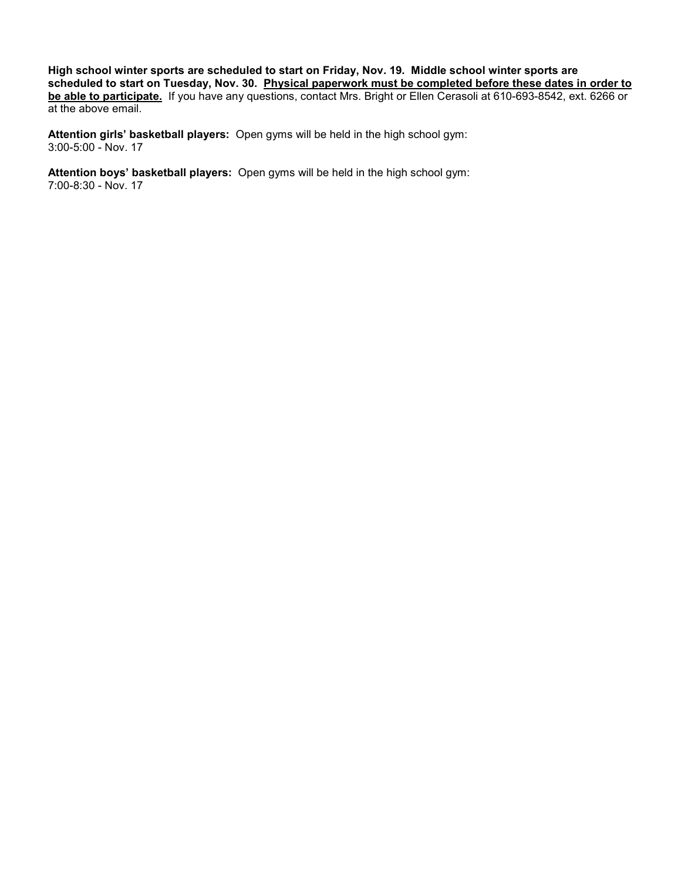**High school winter sports are scheduled to start on Friday, Nov. 19. Middle school winter sports are scheduled to start on Tuesday, Nov. 30. <u>Physical paperwork must be completed before these dates in order to be able to participate.</u>** If you have any questions, contact Mrs. Bright or Ellen Cerasoli at 610-693-8542, ext. 6266 or at the above email.

**Attention girls' basketball players:** Open gyms will be held in the high school gym:
3:00-5:00 - Nov. 17

**Attention boys' basketball players:** Open gyms will be held in the high school gym:
7:00-8:30 - Nov. 17